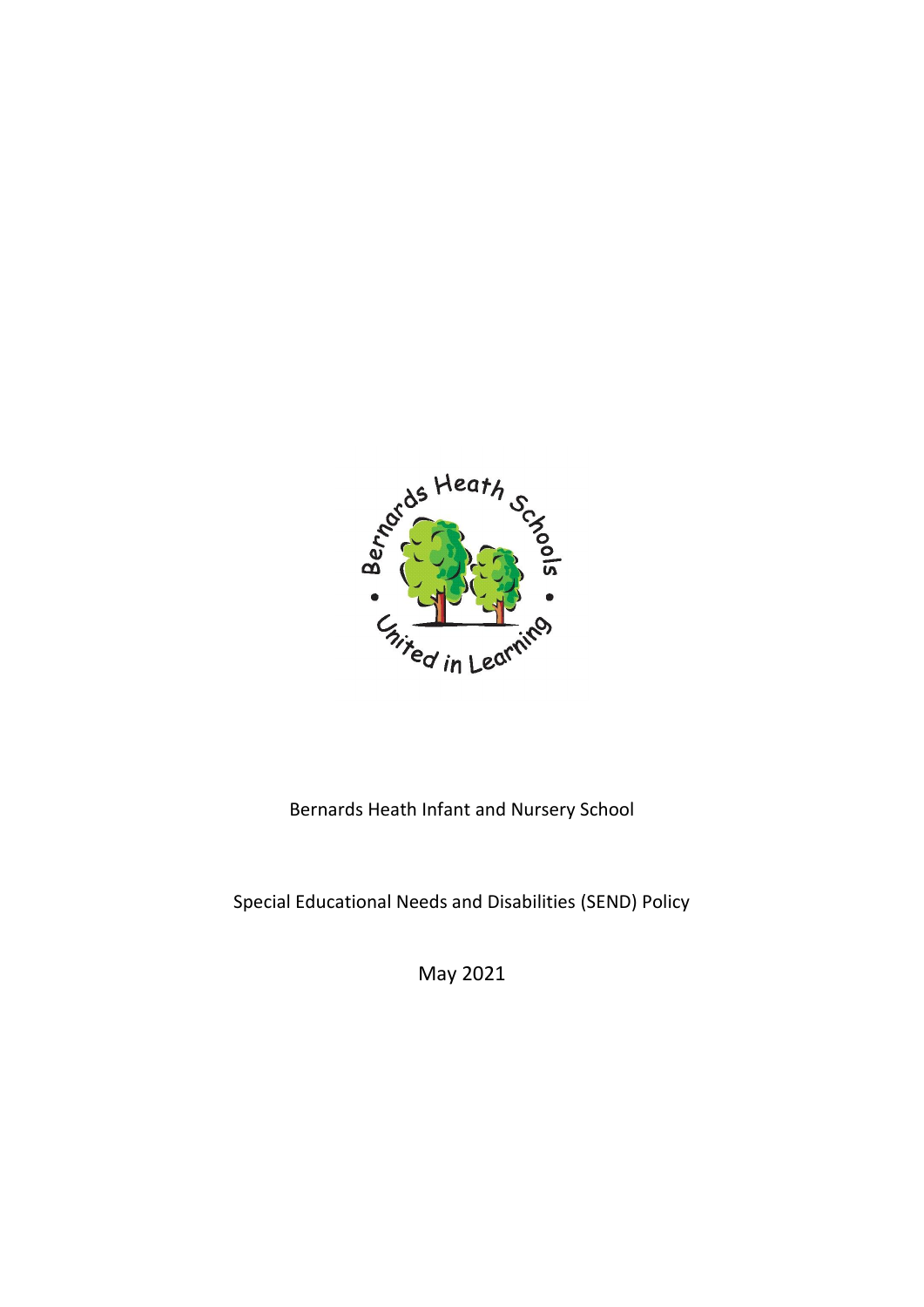Bernards Heath Infant and Nursery School

Special Educational Needs and Disabilities (SEND) Policy

May 2021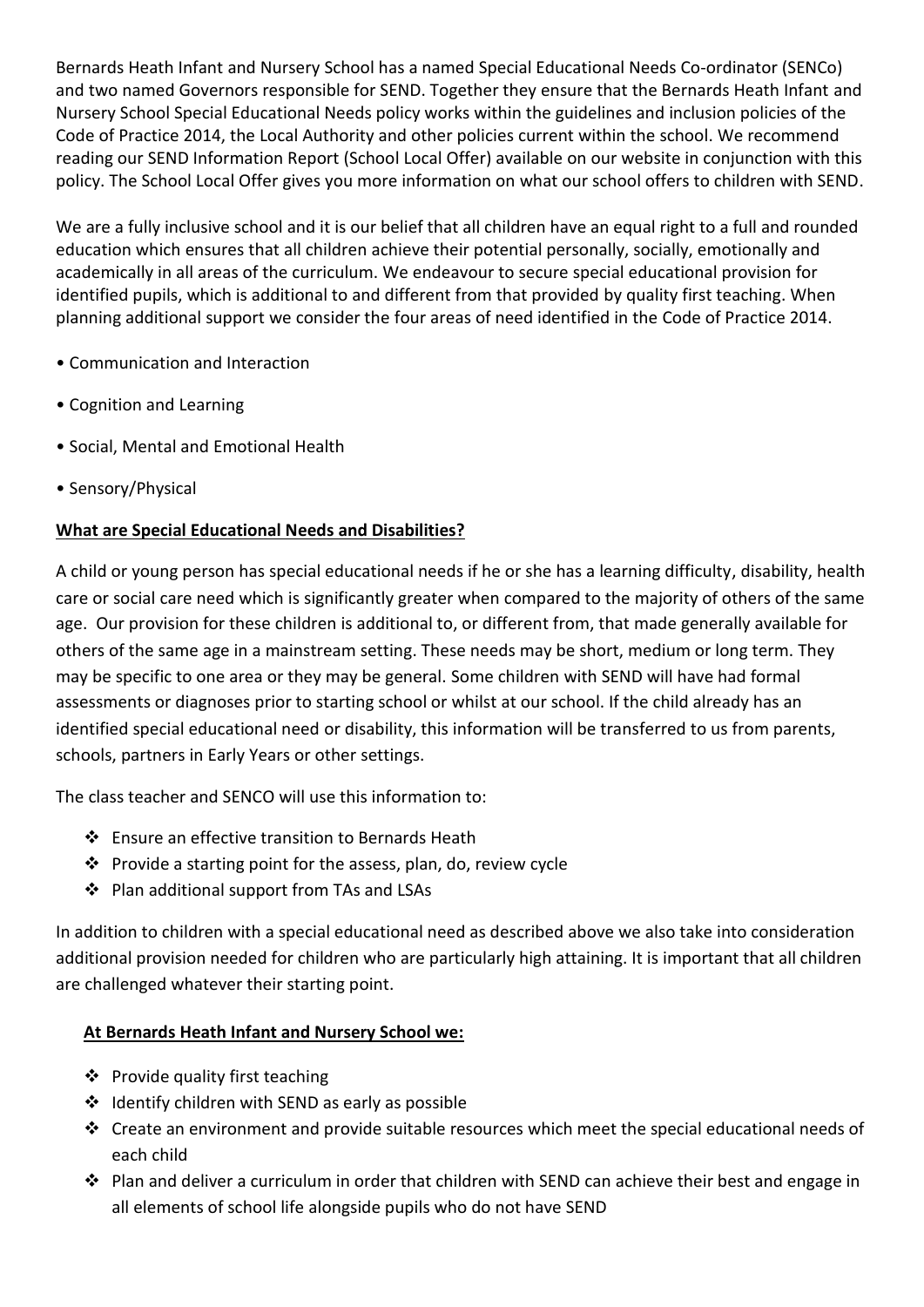Bernards Heath Infant and Nursery School has a named Special Educational Needs Co-ordinator (SENCo) and two named Governors responsible for SEND. Together they ensure that the Bernards Heath Infant and Nursery School Special Educational Needs policy works within the guidelines and inclusion policies of the Code of Practice 2014, the Local Authority and other policies current within the school. We recommend reading our SEND Information Report (School Local Offer) available on our website in conjunction with this policy. The School Local Offer gives you more information on what our school offers to children with SEND.

We are a fully inclusive school and it is our belief that all children have an equal right to a full and rounded education which ensures that all children achieve their potential personally, socially, emotionally and academically in all areas of the curriculum. We endeavour to secure special educational provision for identified pupils, which is additional to and different from that provided by quality first teaching. When planning additional support we consider the four areas of need identified in the Code of Practice 2014.

- Communication and Interaction
- Cognition and Learning
- Social, Mental and Emotional Health
- Sensory/Physical

**What are Special Educational Needs and Disabilities?**

A child or young person has special educational needs if he or she has a learning difficulty, disability, health care or social care need which is significantly greater when compared to the majority of others of the same age. Our provision for these children is additional to, or different from, that made generally available for others of the same age in a mainstream setting. These needs may be short, medium or long term. They may be specific to one area or they may be general. Some children with SEND will have had formal assessments or diagnoses prior to starting school or whilst at our school. If the child already has an identified special educational need or disability, this information will be transferred to us from parents, schools, partners in Early Years or other settings.

The class teacher and SENCO will use this information to:

- Ensure an effective transition to Bernards Heath
- Provide a starting point for the assess, plan, do, review cycle
- Plan additional support from TAs and LSAs

In addition to children with a special educational need as described above we also take into consideration additional provision needed for children who are particularly high attaining. It is important that all children are challenged whatever their starting point.

**At Bernards Heath Infant and Nursery School we:**

- Provide quality first teaching
- Identify children with SEND as early as possible
- Create an environment and provide suitable resources which meet the special educational needs of each child
- Plan and deliver a curriculum in order that children with SEND can achieve their best and engage in all elements of school life alongside pupils who do not have SEND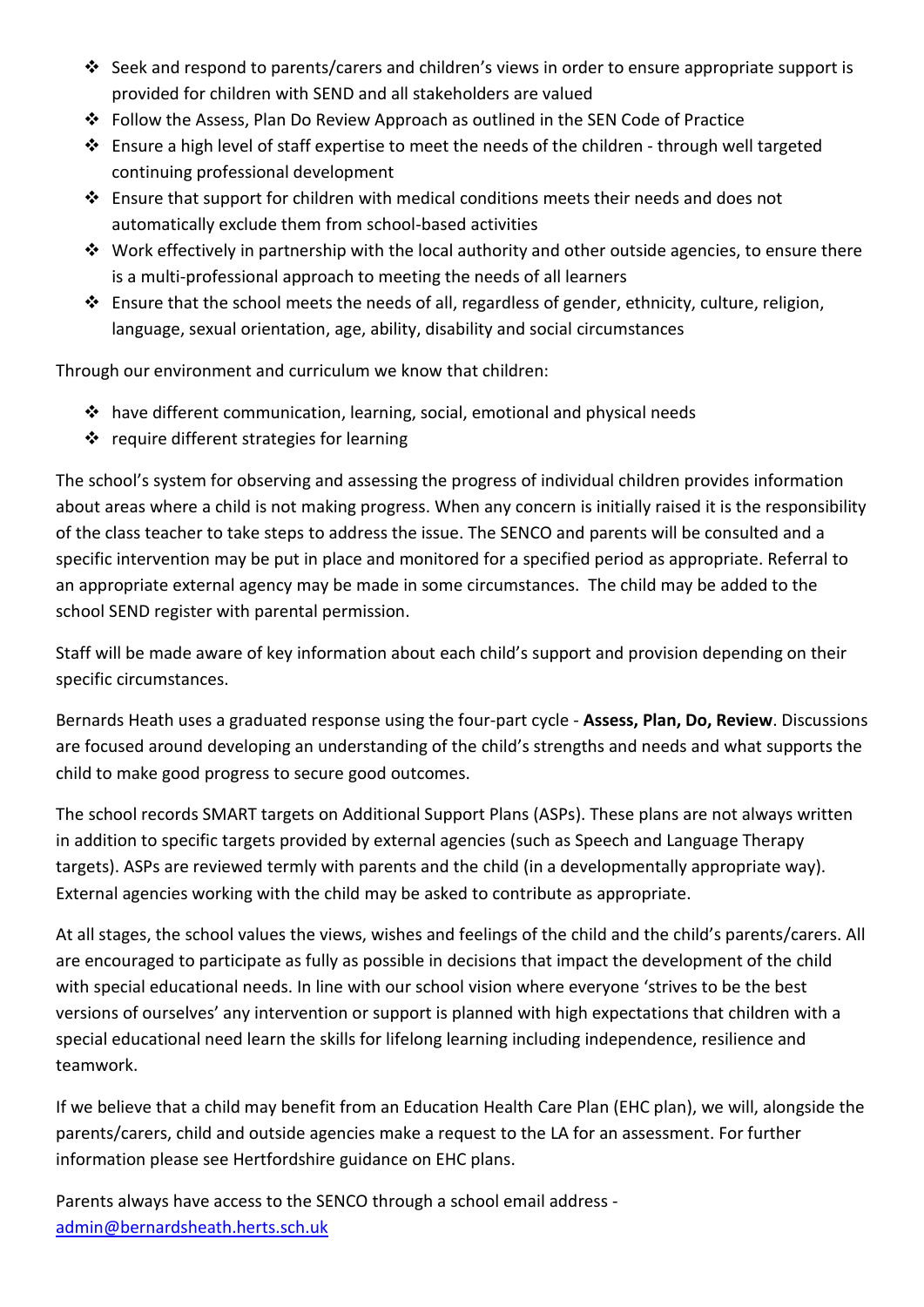- Seek and respond to parents/carers and children's views in order to ensure appropriate support is provided for children with SEND and all stakeholders are valued
- Follow the Assess, Plan Do Review Approach as outlined in the SEN Code of Practice
- Ensure a high level of staff expertise to meet the needs of the children - through well targeted continuing professional development
- Ensure that support for children with medical conditions meets their needs and does not automatically exclude them from school-based activities
- Work effectively in partnership with the local authority and other outside agencies, to ensure there is a multi-professional approach to meeting the needs of all learners
- Ensure that the school meets the needs of all, regardless of gender, ethnicity, culture, religion, language, sexual orientation, age, ability, disability and social circumstances

Through our environment and curriculum we know that children:

- have different communication, learning, social, emotional and physical needs
- require different strategies for learning

The school's system for observing and assessing the progress of individual children provides information about areas where a child is not making progress. When any concern is initially raised it is the responsibility of the class teacher to take steps to address the issue. The SENCO and parents will be consulted and a specific intervention may be put in place and monitored for a specified period as appropriate. Referral to an appropriate external agency may be made in some circumstances. The child may be added to the school SEND register with parental permission.

Staff will be made aware of key information about each child's support and provision depending on their specific circumstances.

Bernards Heath uses a graduated response using the four-part cycle - **Assess, Plan, Do, Review**. Discussions are focused around developing an understanding of the child's strengths and needs and what supports the child to make good progress to secure good outcomes.

The school records SMART targets on Additional Support Plans (ASPs). These plans are not always written in addition to specific targets provided by external agencies (such as Speech and Language Therapy targets). ASPs are reviewed termly with parents and the child (in a developmentally appropriate way). External agencies working with the child may be asked to contribute as appropriate.

At all stages, the school values the views, wishes and feelings of the child and the child's parents/carers. All are encouraged to participate as fully as possible in decisions that impact the development of the child with special educational needs. In line with our school vision where everyone 'strives to be the best versions of ourselves' any intervention or support is planned with high expectations that children with a special educational need learn the skills for lifelong learning including independence, resilience and teamwork.

If we believe that a child may benefit from an Education Health Care Plan (EHC plan), we will, alongside the parents/carers, child and outside agencies make a request to the LA for an assessment. For further information please see Hertfordshire guidance on EHC plans.

Parents always have access to the SENCO through a school email address - [admin@bernardsheath.herts.sch.uk](mailto:admin@bernardsheath.herts.sch.uk)